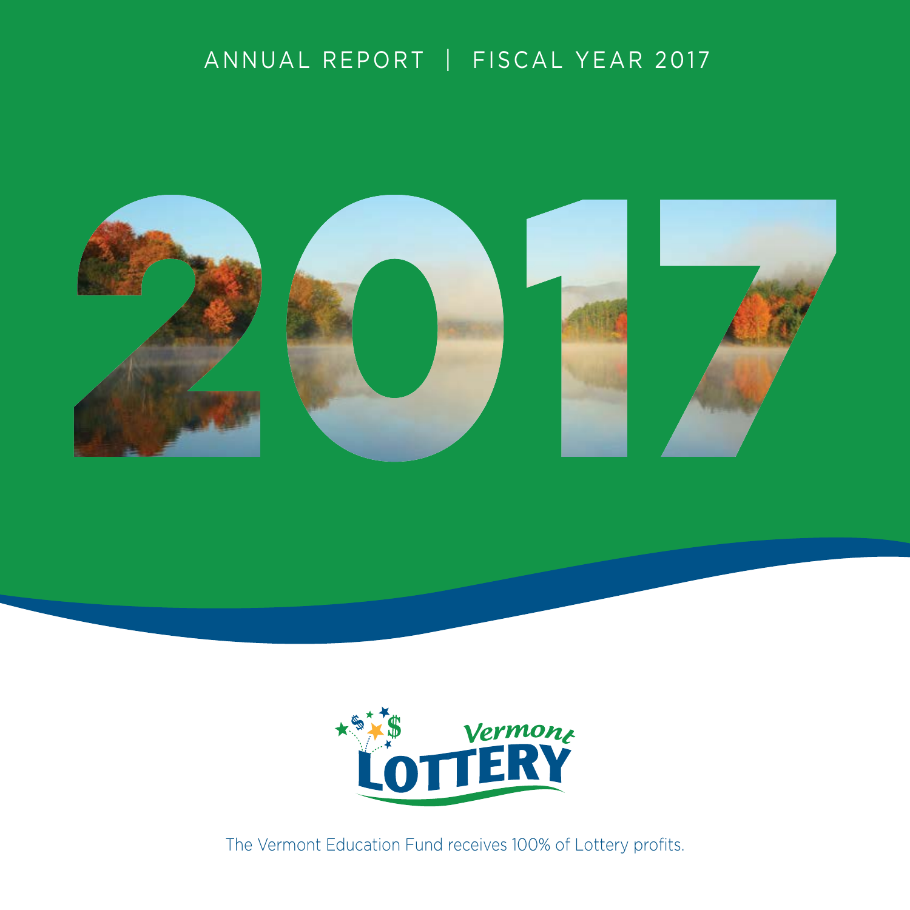ANNUAL REPORT | FISCAL YEAR 2017

# 2017

Vermont LOTTERY

The Vermont Education Fund receives 100% of Lottery profits.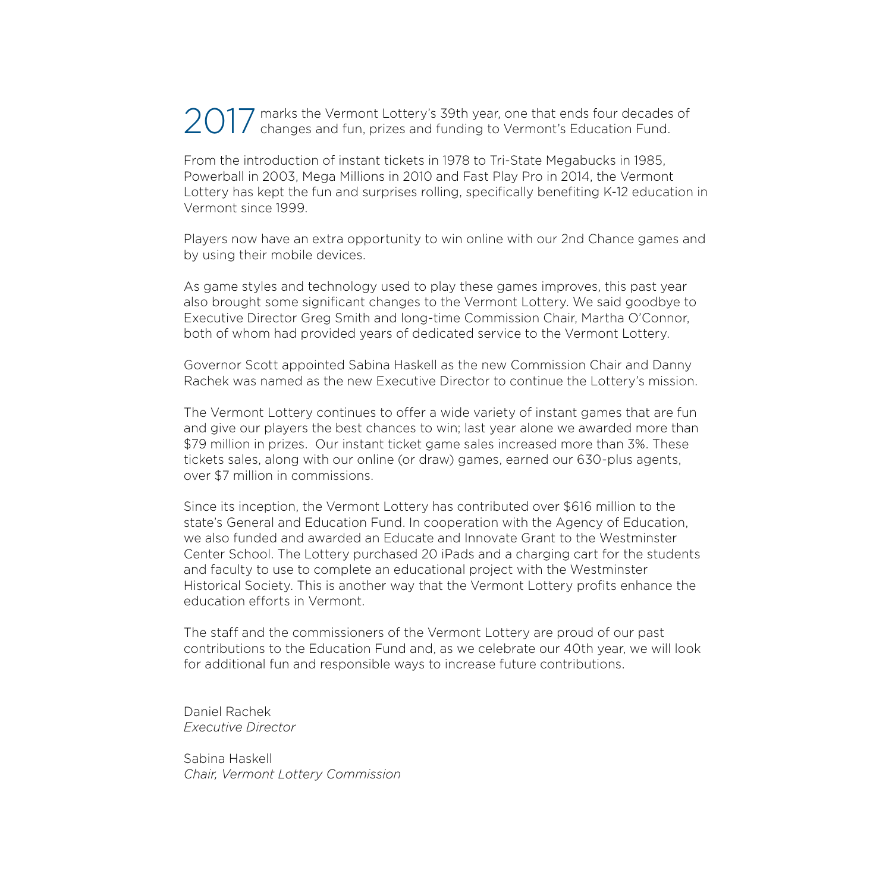2017 marks the Vermont Lottery's 39th year, one that ends four decades of changes and fun, prizes and funding to Vermont's Education Fund.

From the introduction of instant tickets in 1978 to Tri-State Megabucks in 1985, Powerball in 2003, Mega Millions in 2010 and Fast Play Pro in 2014, the Vermont Lottery has kept the fun and surprises rolling, specifically benefiting K-12 education in Vermont since 1999.

Players now have an extra opportunity to win online with our 2nd Chance games and by using their mobile devices.

As game styles and technology used to play these games improves, this past year also brought some significant changes to the Vermont Lottery. We said goodbye to Executive Director Greg Smith and long-time Commission Chair, Martha O'Connor, both of whom had provided years of dedicated service to the Vermont Lottery.

Governor Scott appointed Sabina Haskell as the new Commission Chair and Danny Rachek was named as the new Executive Director to continue the Lottery's mission.

The Vermont Lottery continues to offer a wide variety of instant games that are fun and give our players the best chances to win; last year alone we awarded more than $79 million in prizes. Our instant ticket game sales increased more than 3%. These tickets sales, along with our online (or draw) games, earned our 630-plus agents, over $7 million in commissions.

Since its inception, the Vermont Lottery has contributed over $616 million to the state's General and Education Fund. In cooperation with the Agency of Education, we also funded and awarded an Educate and Innovate Grant to the Westminster Center School. The Lottery purchased 20 iPads and a charging cart for the students and faculty to use to complete an educational project with the Westminster Historical Society. This is another way that the Vermont Lottery profits enhance the education efforts in Vermont.

The staff and the commissioners of the Vermont Lottery are proud of our past contributions to the Education Fund and, as we celebrate our 40th year, we will look for additional fun and responsible ways to increase future contributions.

Daniel Rachek
*Executive Director*

Sabina Haskell
*Chair, Vermont Lottery Commission*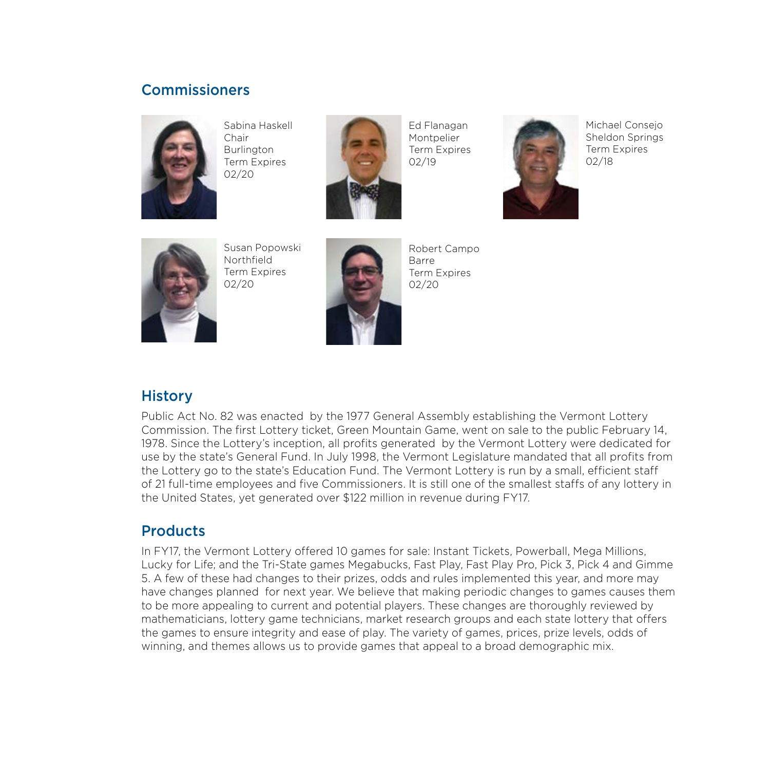## Commissioners

Sabina Haskell
Chair
Burlington
Term Expires
02/20

Ed Flanagan
Montpelier
Term Expires
02/19

Michael Consejo
Sheldon Springs
Term Expires
02/18

Susan Popowski
Northfield
Term Expires
02/20

Robert Campo
Barre
Term Expires
02/20

## History

Public Act No. 82 was enacted by the 1977 General Assembly establishing the Vermont Lottery Commission. The first Lottery ticket, Green Mountain Game, went on sale to the public February 14, 1978. Since the Lottery's inception, all profits generated by the Vermont Lottery were dedicated for use by the state's General Fund. In July 1998, the Vermont Legislature mandated that all profits from the Lottery go to the state's Education Fund. The Vermont Lottery is run by a small, efficient staff of 21 full-time employees and five Commissioners. It is still one of the smallest staffs of any lottery in the United States, yet generated over $122 million in revenue during FY17.

## Products

In FY17, the Vermont Lottery offered 10 games for sale: Instant Tickets, Powerball, Mega Millions, Lucky for Life; and the Tri-State games Megabucks, Fast Play, Fast Play Pro, Pick 3, Pick 4 and Gimme 5. A few of these had changes to their prizes, odds and rules implemented this year, and more may have changes planned for next year. We believe that making periodic changes to games causes them to be more appealing to current and potential players. These changes are thoroughly reviewed by mathematicians, lottery game technicians, market research groups and each state lottery that offers the games to ensure integrity and ease of play. The variety of games, prices, prize levels, odds of winning, and themes allows us to provide games that appeal to a broad demographic mix.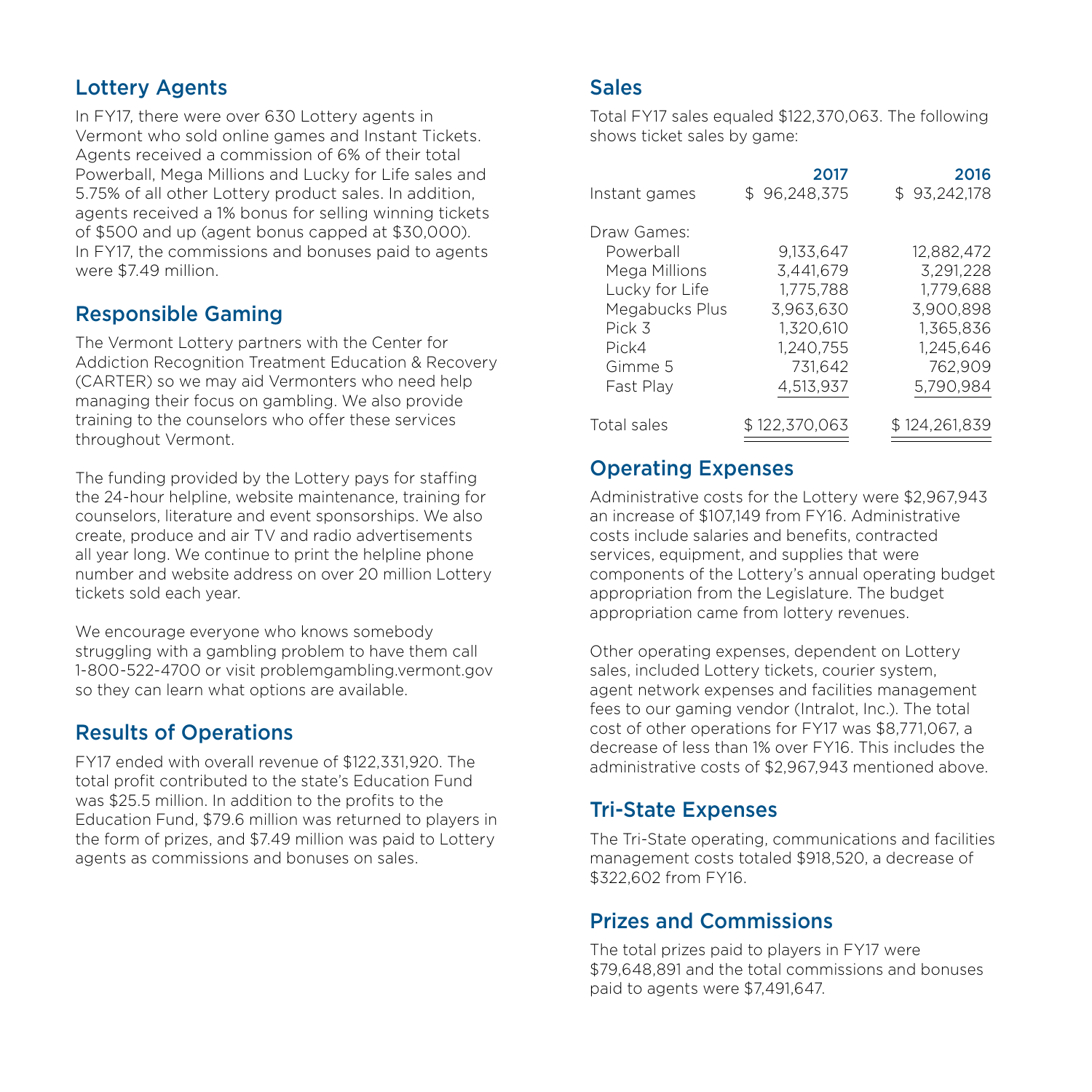## Lottery Agents

In FY17, there were over 630 Lottery agents in Vermont who sold online games and Instant Tickets. Agents received a commission of 6% of their total Powerball, Mega Millions and Lucky for Life sales and 5.75% of all other Lottery product sales. In addition, agents received a 1% bonus for selling winning tickets of $500 and up (agent bonus capped at $30,000). In FY17, the commissions and bonuses paid to agents were $7.49 million.

## Responsible Gaming

The Vermont Lottery partners with the Center for Addiction Recognition Treatment Education & Recovery (CARTER) so we may aid Vermonters who need help managing their focus on gambling. We also provide training to the counselors who offer these services throughout Vermont.

The funding provided by the Lottery pays for staffing the 24-hour helpline, website maintenance, training for counselors, literature and event sponsorships. We also create, produce and air TV and radio advertisements all year long. We continue to print the helpline phone number and website address on over 20 million Lottery tickets sold each year.

We encourage everyone who knows somebody struggling with a gambling problem to have them call 1-800-522-4700 or visit problemgambling.vermont.gov so they can learn what options are available.

## Results of Operations

FY17 ended with overall revenue of $122,331,920. The total profit contributed to the state's Education Fund was $25.5 million. In addition to the profits to the Education Fund, $79.6 million was returned to players in the form of prizes, and $7.49 million was paid to Lottery agents as commissions and bonuses on sales.

## Sales

Total FY17 sales equaled $122,370,063. The following shows ticket sales by game:

| | 2017 | 2016 |
|---|---|---|
| Instant games | $ 96,248,375 | $ 93,242,178 |
| Draw Games: | | |
| Powerball | 9,133,647 | 12,882,472 |
| Mega Millions | 3,441,679 | 3,291,228 |
| Lucky for Life | 1,775,788 | 1,779,688 |
| Megabucks Plus | 3,963,630 | 3,900,898 |
| Pick 3 | 1,320,610 | 1,365,836 |
| Pick4 | 1,240,755 | 1,245,646 |
| Gimme 5 | 731,642 | 762,909 |
| Fast Play | 4,513,937 | 5,790,984 |
| Total sales | $ 122,370,063 | $ 124,261,839 |

## Operating Expenses

Administrative costs for the Lottery were $2,967,943 an increase of $107,149 from FY16. Administrative costs include salaries and benefits, contracted services, equipment, and supplies that were components of the Lottery's annual operating budget appropriation from the Legislature. The budget appropriation came from lottery revenues.

Other operating expenses, dependent on Lottery sales, included Lottery tickets, courier system, agent network expenses and facilities management fees to our gaming vendor (Intralot, Inc.). The total cost of other operations for FY17 was $8,771,067, a decrease of less than 1% over FY16. This includes the administrative costs of $2,967,943 mentioned above.

## Tri-State Expenses

The Tri-State operating, communications and facilities management costs totaled $918,520, a decrease of $322,602 from FY16.

## Prizes and Commissions

The total prizes paid to players in FY17 were $79,648,891 and the total commissions and bonuses paid to agents were $7,491,647.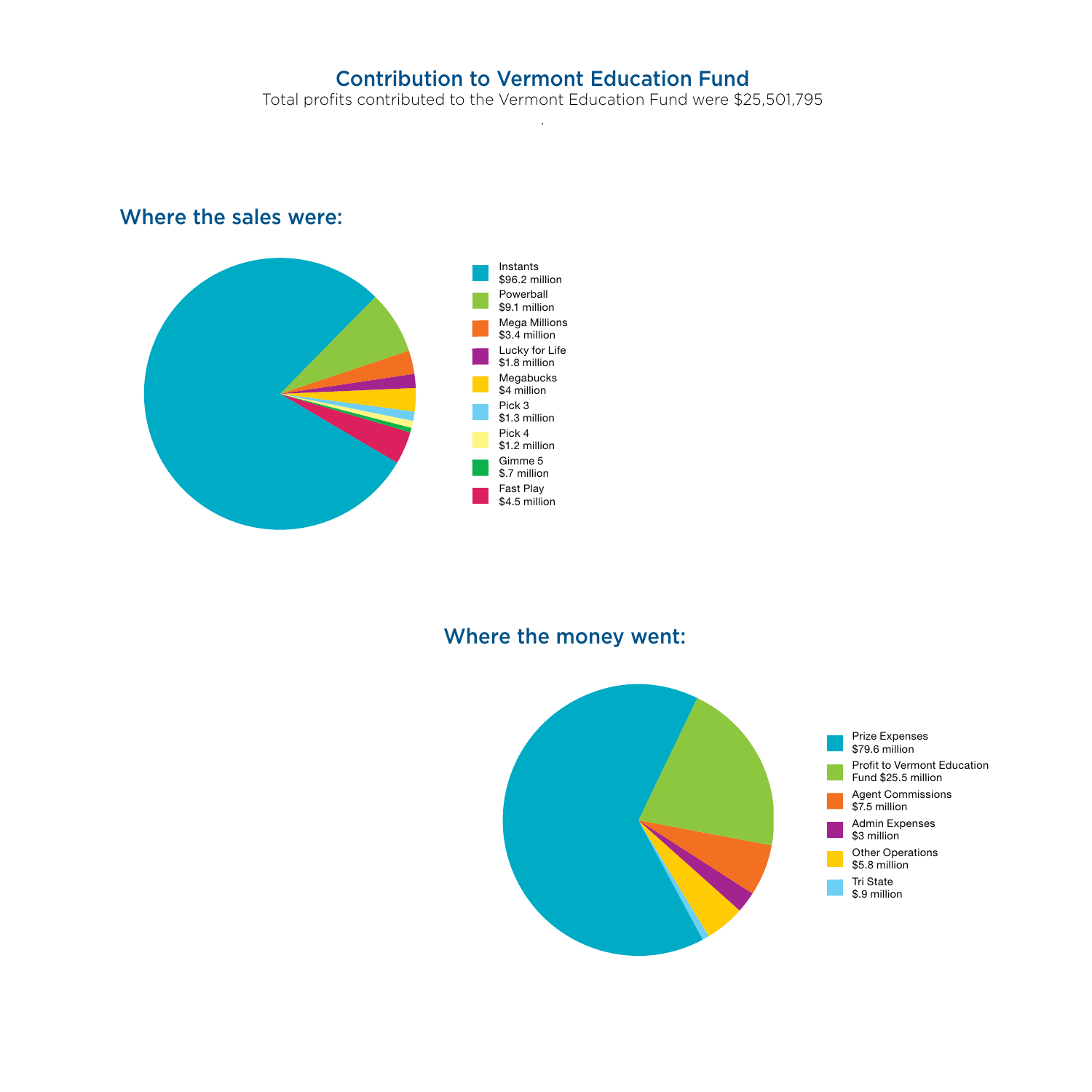# Contribution to Vermont Education Fund

Total profits contributed to the Vermont Education Fund were $25,501,795

.

## Where the sales were:

- Instants
  $96.2 million
- Powerball
  $9.1 million
- Mega Millions
  $3.4 million
- Lucky for Life
  $1.8 million
- Megabucks
  $4 million
- Pick 3
  $1.3 million
- Pick 4
  $1.2 million
- Gimme 5
  $.7 million
- Fast Play
  $4.5 million

## Where the money went:

- Prize Expenses
  $79.6 million
- Profit to Vermont Education Fund $25.5 million
- Agent Commissions
  $7.5 million
- Admin Expenses
  $3 million
- Other Operations
  $5.8 million
- Tri State
  $.9 million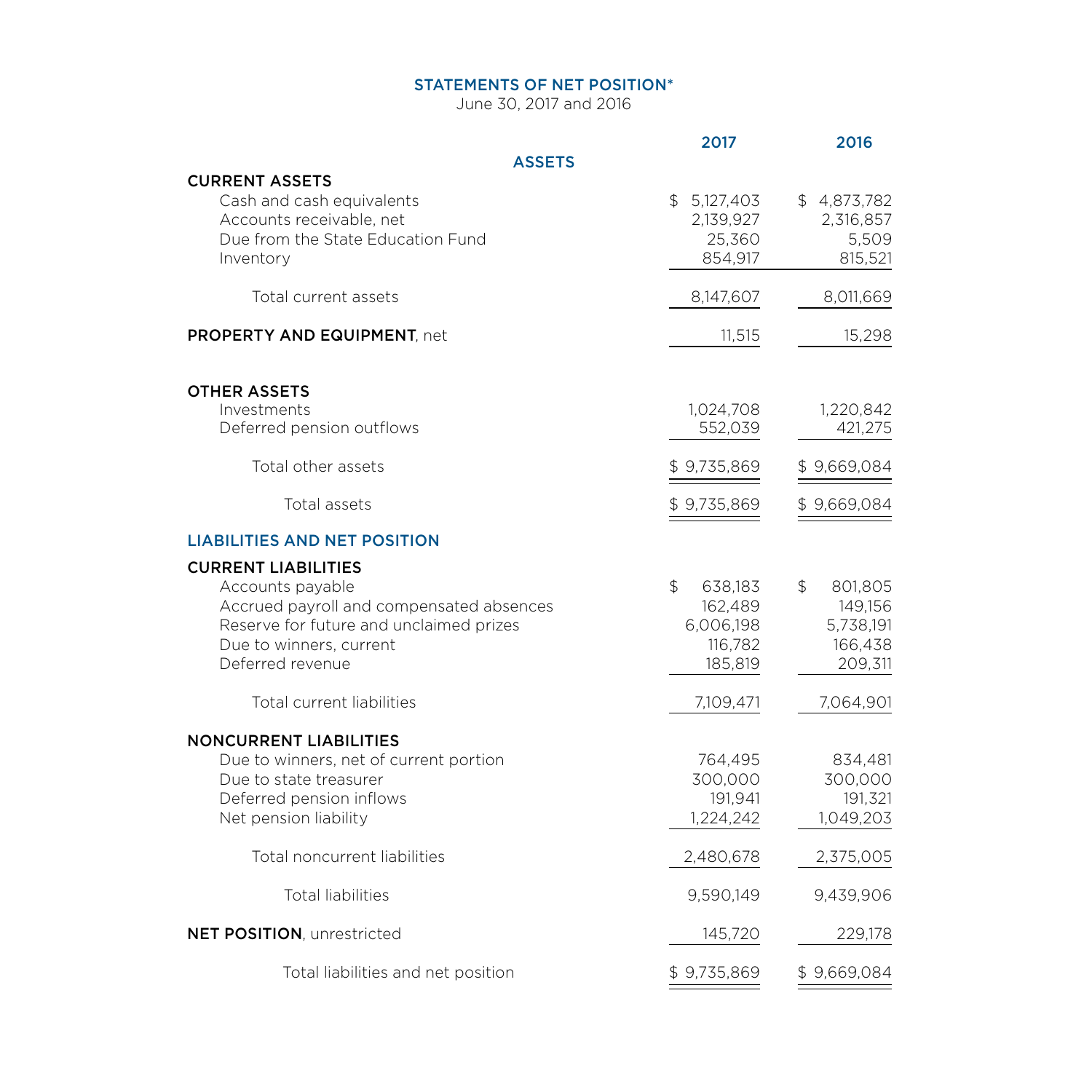## STATEMENTS OF NET POSITION*

June 30, 2017 and 2016

| | 2017 | 2016 |
|---|---|---|
| **ASSETS** | | |
| **CURRENT ASSETS** | | |
| Cash and cash equivalents | $ 5,127,403 | $ 4,873,782 |
| Accounts receivable, net | 2,139,927 | 2,316,857 |
| Due from the State Education Fund | 25,360 | 5,509 |
| Inventory | 854,917 | 815,521 |
| Total current assets | 8,147,607 | 8,011,669 |
| **PROPERTY AND EQUIPMENT**, net | 11,515 | 15,298 |
| **OTHER ASSETS** | | |
| Investments | 1,024,708 | 1,220,842 |
| Deferred pension outflows | 552,039 | 421,275 |
| Total other assets | $ 9,735,869 | $ 9,669,084 |
| Total assets | $ 9,735,869 | $ 9,669,084 |
| **LIABILITIES AND NET POSITION** | | |
| **CURRENT LIABILITIES** | | |
| Accounts payable | $ 638,183 | $ 801,805 |
| Accrued payroll and compensated absences | 162,489 | 149,156 |
| Reserve for future and unclaimed prizes | 6,006,198 | 5,738,191 |
| Due to winners, current | 116,782 | 166,438 |
| Deferred revenue | 185,819 | 209,311 |
| Total current liabilities | 7,109,471 | 7,064,901 |
| **NONCURRENT LIABILITIES** | | |
| Due to winners, net of current portion | 764,495 | 834,481 |
| Due to state treasurer | 300,000 | 300,000 |
| Deferred pension inflows | 191,941 | 191,321 |
| Net pension liability | 1,224,242 | 1,049,203 |
| Total noncurrent liabilities | 2,480,678 | 2,375,005 |
| Total liabilities | 9,590,149 | 9,439,906 |
| **NET POSITION**, unrestricted | 145,720 | 229,178 |
| Total liabilities and net position | $ 9,735,869 | $ 9,669,084 |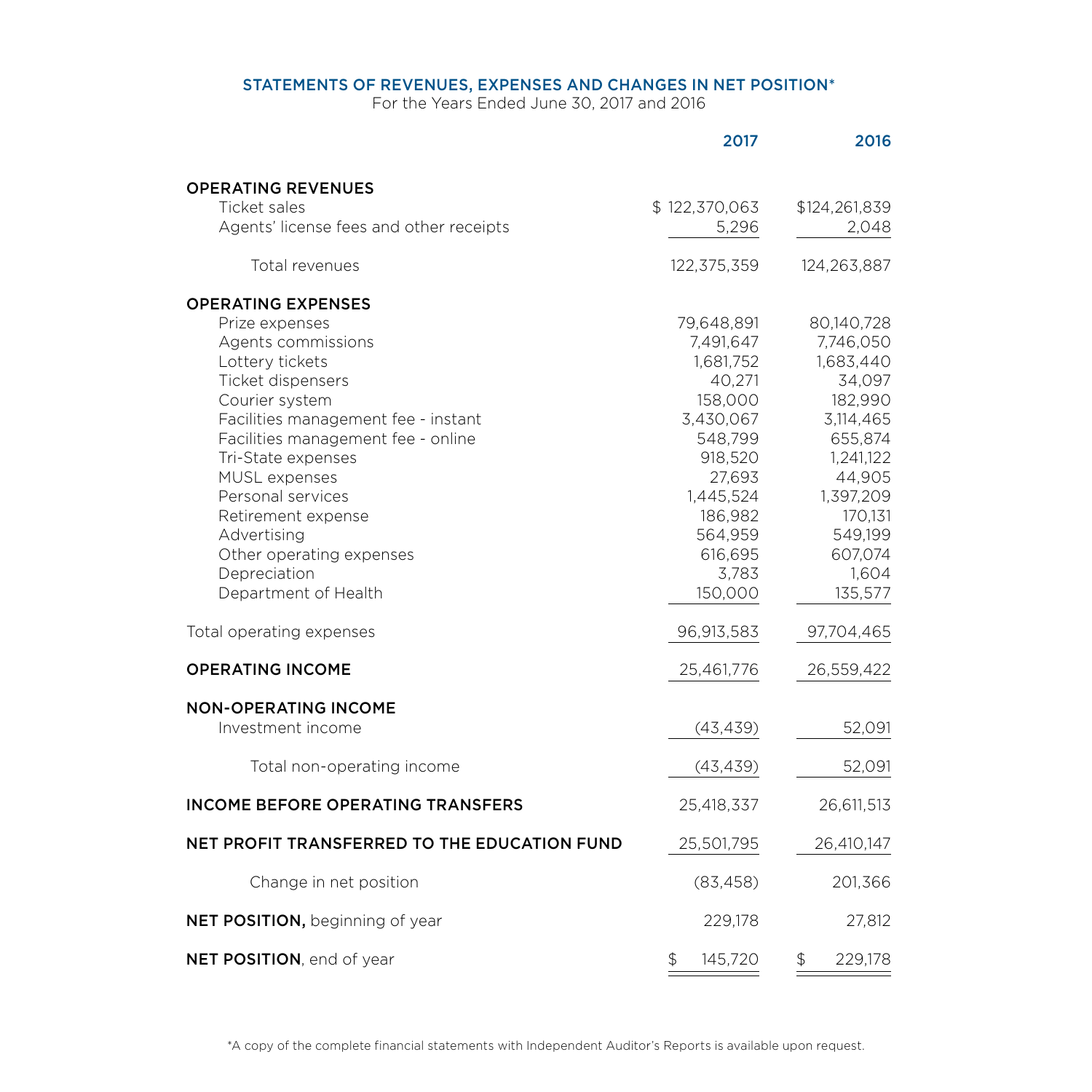## STATEMENTS OF REVENUES, EXPENSES AND CHANGES IN NET POSITION*

For the Years Ended June 30, 2017 and 2016

| | 2017 | 2016 |
|---|---|---|
| **OPERATING REVENUES** | | |
| Ticket sales | $ 122,370,063 | $124,261,839 |
| Agents' license fees and other receipts | 5,296 | 2,048 |
| Total revenues | 122,375,359 | 124,263,887 |
| **OPERATING EXPENSES** | | |
| Prize expenses | 79,648,891 | 80,140,728 |
| Agents commissions | 7,491,647 | 7,746,050 |
| Lottery tickets | 1,681,752 | 1,683,440 |
| Ticket dispensers | 40,271 | 34,097 |
| Courier system | 158,000 | 182,990 |
| Facilities management fee - instant | 3,430,067 | 3,114,465 |
| Facilities management fee - online | 548,799 | 655,874 |
| Tri-State expenses | 918,520 | 1,241,122 |
| MUSL expenses | 27,693 | 44,905 |
| Personal services | 1,445,524 | 1,397,209 |
| Retirement expense | 186,982 | 170,131 |
| Advertising | 564,959 | 549,199 |
| Other operating expenses | 616,695 | 607,074 |
| Depreciation | 3,783 | 1,604 |
| Department of Health | 150,000 | 135,577 |
| Total operating expenses | 96,913,583 | 97,704,465 |
| **OPERATING INCOME** | 25,461,776 | 26,559,422 |
| **NON-OPERATING INCOME** | | |
| Investment income | (43,439) | 52,091 |
| Total non-operating income | (43,439) | 52,091 |
| **INCOME BEFORE OPERATING TRANSFERS** | 25,418,337 | 26,611,513 |
| **NET PROFIT TRANSFERRED TO THE EDUCATION FUND** | 25,501,795 | 26,410,147 |
| Change in net position | (83,458) | 201,366 |
| **NET POSITION,** beginning of year | 229,178 | 27,812 |
| **NET POSITION**, end of year | $ 145,720 | $ 229,178 |

*A copy of the complete financial statements with Independent Auditor's Reports is available upon request.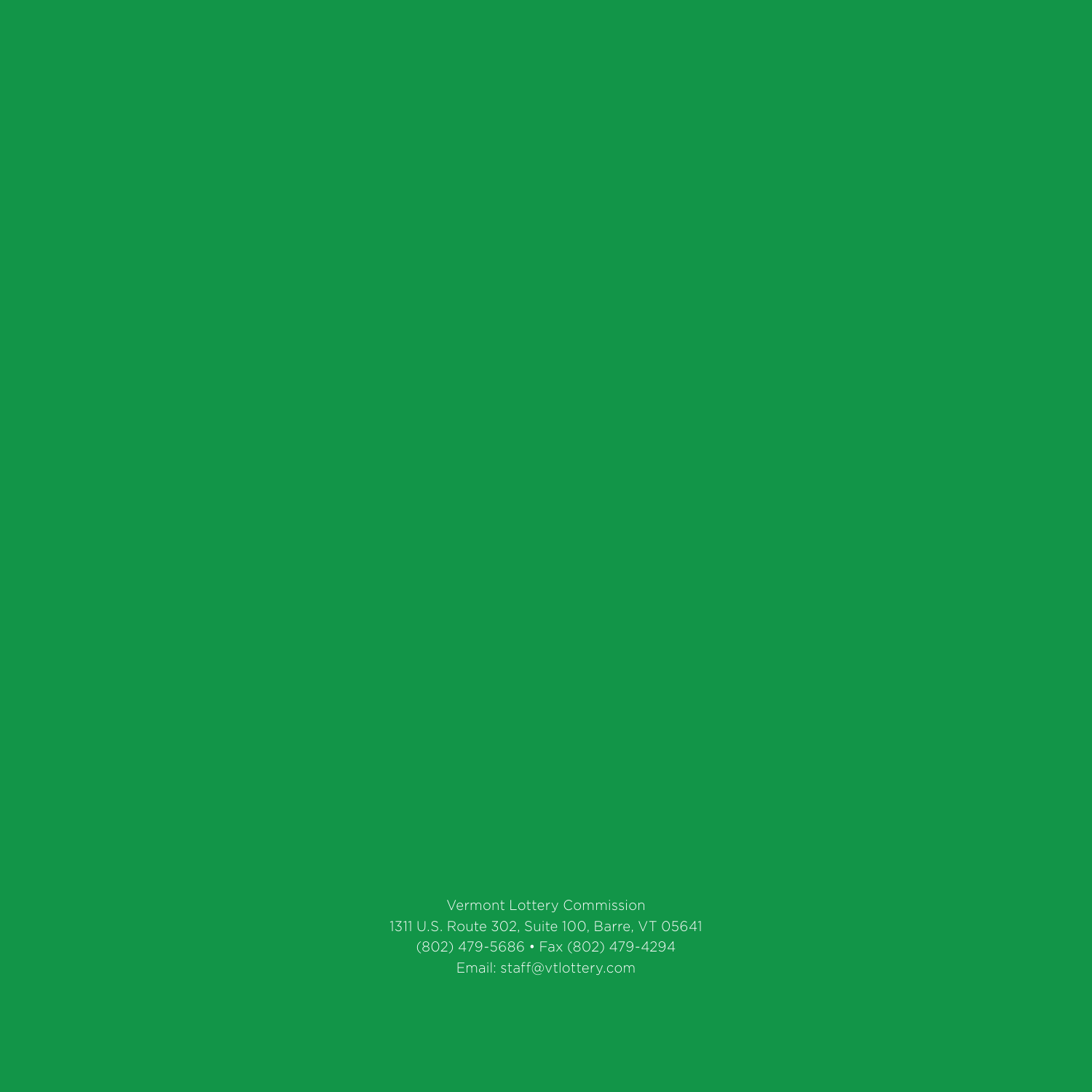Vermont Lottery Commission
1311 U.S. Route 302, Suite 100, Barre, VT 05641
(802) 479-5686 • Fax (802) 479-4294
Email: staff@vtlottery.com